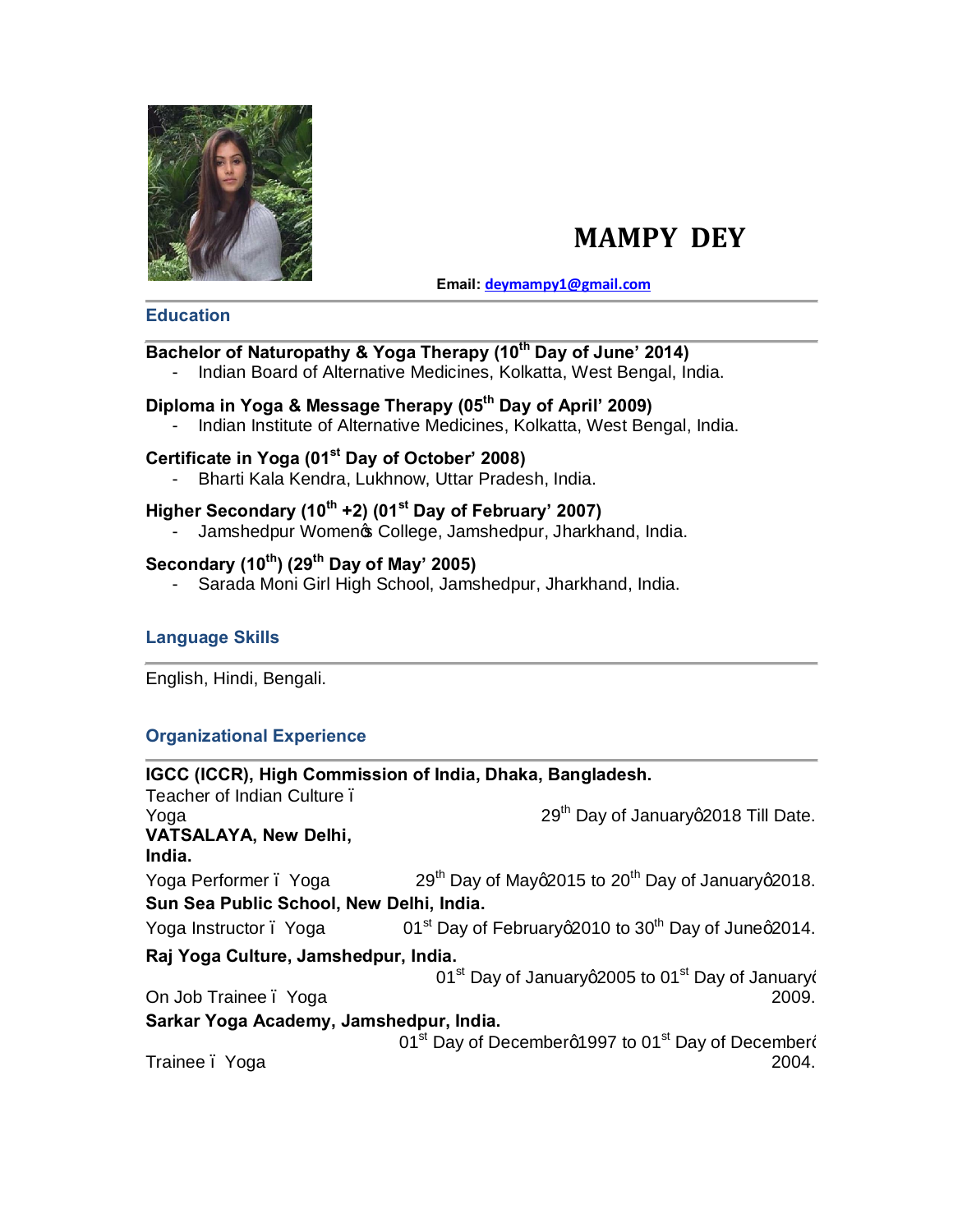# MAMPY DEY

**Email:** deymampy1@gmail.com

## Education

**Bachelor of Naturopathy & Yoga Therapy (10th Day of June' 2014)**
- Indian Board of Alternative Medicines, Kolkatta, West Bengal, India.

**Diploma in Yoga & Message Therapy (05th Day of April' 2009)**
- Indian Institute of Alternative Medicines, Kolkatta, West Bengal, India.

**Certificate in Yoga (01st Day of October' 2008)**
- Bharti Kala Kendra, Lukhnow, Uttar Pradesh, India.

**Higher Secondary (10th +2) (01st Day of February' 2007)**
- Jamshedpur Women's College, Jamshedpur, Jharkhand, India.

**Secondary (10th) (29th Day of May' 2005)**
- Sarada Moni Girl High School, Jamshedpur, Jharkhand, India.

## Language Skills

English, Hindi, Bengali.

## Organizational Experience

**IGCC (ICCR), High Commission of India, Dhaka, Bangladesh.**
Teacher of Indian Culture – Yoga — 29th Day of January' 2018 Till Date.

**VATSALAYA, New Delhi, India.**
Yoga Performer – Yoga — 29th Day of May' 2015 to 20th Day of January' 2018.

**Sun Sea Public School, New Delhi, India.**
Yoga Instructor – Yoga — 01st Day of February' 2010 to 30th Day of June' 2014.

**Raj Yoga Culture, Jamshedpur, India.**
On Job Trainee – Yoga — 01st Day of January' 2005 to 01st Day of January' 2009.

**Sarkar Yoga Academy, Jamshedpur, India.**
Trainee – Yoga — 01st Day of December' 1997 to 01st Day of December' 2004.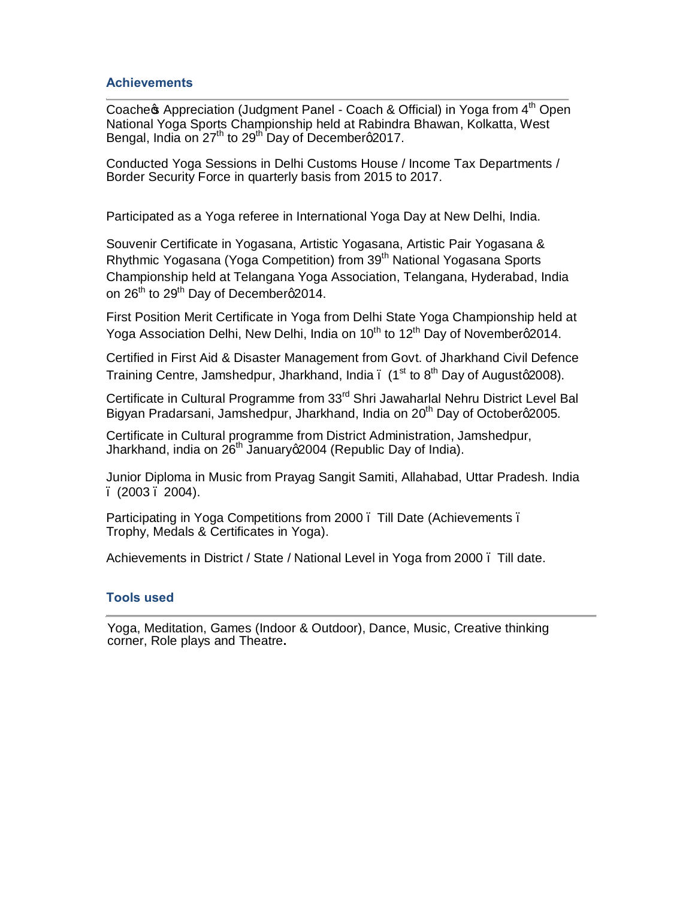## Achievements

Coache◆s Appreciation (Judgment Panel - Coach & Official) in Yoga from 4th Open National Yoga Sports Championship held at Rabindra Bhawan, Kolkatta, West Bengal, India on 27th to 29th Day of December◆2017.

Conducted Yoga Sessions in Delhi Customs House / Income Tax Departments / Border Security Force in quarterly basis from 2015 to 2017.

Participated as a Yoga referee in International Yoga Day at New Delhi, India.

Souvenir Certificate in Yogasana, Artistic Yogasana, Artistic Pair Yogasana & Rhythmic Yogasana (Yoga Competition) from 39th National Yogasana Sports Championship held at Telangana Yoga Association, Telangana, Hyderabad, India on 26th to 29th Day of December◆2014.

First Position Merit Certificate in Yoga from Delhi State Yoga Championship held at Yoga Association Delhi, New Delhi, India on 10th to 12th Day of November◆2014.

Certified in First Aid & Disaster Management from Govt. of Jharkhand Civil Defence Training Centre, Jamshedpur, Jharkhand, India – (1st to 8th Day of August◆2008).

Certificate in Cultural Programme from 33rd Shri Jawaharlal Nehru District Level Bal Bigyan Pradarsani, Jamshedpur, Jharkhand, India on 20th Day of October◆2005.

Certificate in Cultural programme from District Administration, Jamshedpur, Jharkhand, india on 26th January◆2004 (Republic Day of India).

Junior Diploma in Music from Prayag Sangit Samiti, Allahabad, Uttar Pradesh. India – (2003 – 2004).

Participating in Yoga Competitions from 2000 – Till Date (Achievements – Trophy, Medals & Certificates in Yoga).

Achievements in District / State / National Level in Yoga from 2000 – Till date.

## Tools used

Yoga, Meditation, Games (Indoor & Outdoor), Dance, Music, Creative thinking corner, Role plays and Theatre.